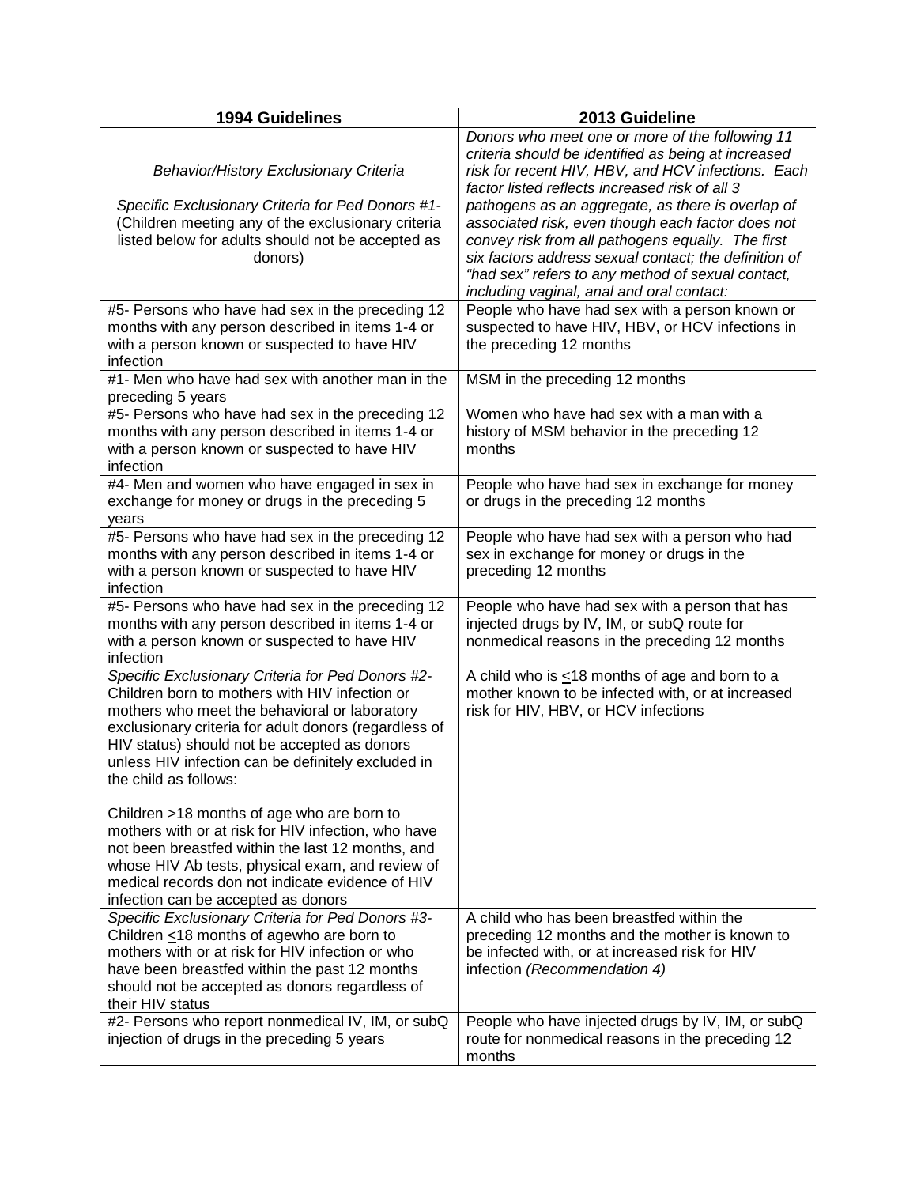| 1994 Guidelines | 2013 Guideline |
|---|---|
| *Behavior/History Exclusionary Criteria*<br><br>*Specific Exclusionary Criteria for Ped Donors #1-* (Children meeting any of the exclusionary criteria listed below for adults should not be accepted as donors) | *Donors who meet one or more of the following 11 criteria should be identified as being at increased risk for recent HIV, HBV, and HCV infections. Each factor listed reflects increased risk of all 3 pathogens as an aggregate, as there is overlap of associated risk, even though each factor does not convey risk from all pathogens equally. The first six factors address sexual contact; the definition of "had sex" refers to any method of sexual contact, including vaginal, anal and oral contact:* |
| #5- Persons who have had sex in the preceding 12 months with any person described in items 1-4 or with a person known or suspected to have HIV infection | People who have had sex with a person known or suspected to have HIV, HBV, or HCV infections in the preceding 12 months |
| #1- Men who have had sex with another man in the preceding 5 years | MSM in the preceding 12 months |
| #5- Persons who have had sex in the preceding 12 months with any person described in items 1-4 or with a person known or suspected to have HIV infection | Women who have had sex with a man with a history of MSM behavior in the preceding 12 months |
| #4- Men and women who have engaged in sex in exchange for money or drugs in the preceding 5 years | People who have had sex in exchange for money or drugs in the preceding 12 months |
| #5- Persons who have had sex in the preceding 12 months with any person described in items 1-4 or with a person known or suspected to have HIV infection | People who have had sex with a person who had sex in exchange for money or drugs in the preceding 12 months |
| #5- Persons who have had sex in the preceding 12 months with any person described in items 1-4 or with a person known or suspected to have HIV infection | People who have had sex with a person that has injected drugs by IV, IM, or subQ route for nonmedical reasons in the preceding 12 months |
| *Specific Exclusionary Criteria for Ped Donors #2-* Children born to mothers with HIV infection or mothers who meet the behavioral or laboratory exclusionary criteria for adult donors (regardless of HIV status) should not be accepted as donors unless HIV infection can be definitely excluded in the child as follows:<br><br>Children >18 months of age who are born to mothers with or at risk for HIV infection, who have not been breastfed within the last 12 months, and whose HIV Ab tests, physical exam, and review of medical records don not indicate evidence of HIV infection can be accepted as donors | A child who is $\leq$18 months of age and born to a mother known to be infected with, or at increased risk for HIV, HBV, or HCV infections |
| *Specific Exclusionary Criteria for Ped Donors #3-* Children $\leq$18 months of agewho are born to mothers with or at risk for HIV infection or who have been breastfed within the past 12 months should not be accepted as donors regardless of their HIV status | A child who has been breastfed within the preceding 12 months and the mother is known to be infected with, or at increased risk for HIV infection *(Recommendation 4)* |
| #2- Persons who report nonmedical IV, IM, or subQ injection of drugs in the preceding 5 years | People who have injected drugs by IV, IM, or subQ route for nonmedical reasons in the preceding 12 months |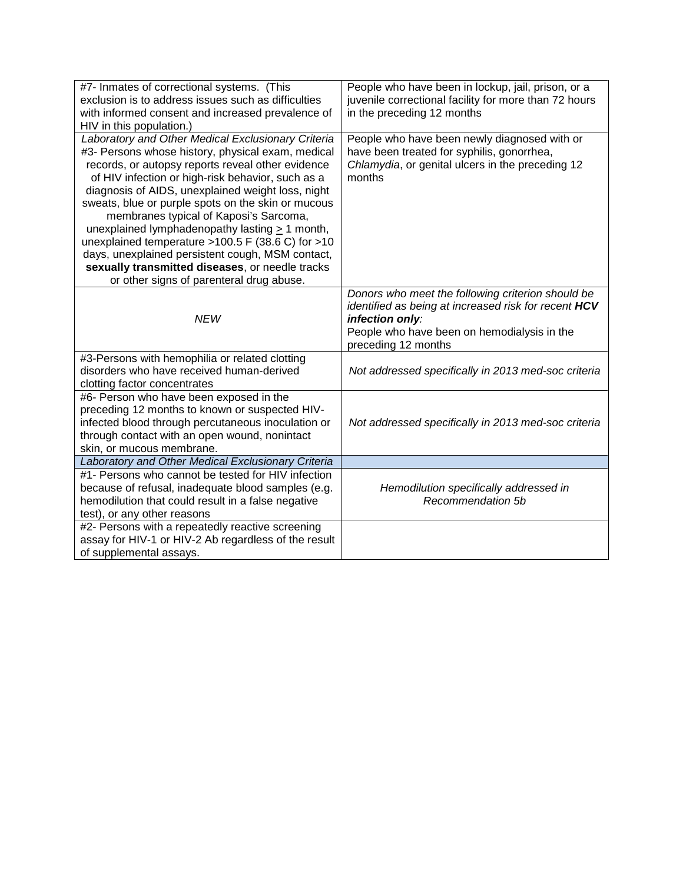| | |
|---|---|
| #7- Inmates of correctional systems. (This exclusion is to address issues such as difficulties with informed consent and increased prevalence of HIV in this population.) | People who have been in lockup, jail, prison, or a juvenile correctional facility for more than 72 hours in the preceding 12 months |
| *Laboratory and Other Medical Exclusionary Criteria* #3- Persons whose history, physical exam, medical records, or autopsy reports reveal other evidence of HIV infection or high-risk behavior, such as a diagnosis of AIDS, unexplained weight loss, night sweats, blue or purple spots on the skin or mucous membranes typical of Kaposi's Sarcoma, unexplained lymphadenopathy lasting $\geq$ 1 month, unexplained temperature >100.5 F (38.6 C) for >10 days, unexplained persistent cough, MSM contact, **sexually transmitted diseases**, or needle tracks or other signs of parenteral drug abuse. | People who have been newly diagnosed with or have been treated for syphilis, gonorrhea, *Chlamydia*, or genital ulcers in the preceding 12 months |
| *NEW* | *Donors who meet the following criterion should be identified as being at increased risk for recent* ***HCV infection only****:* People who have been on hemodialysis in the preceding 12 months |
| #3-Persons with hemophilia or related clotting disorders who have received human-derived clotting factor concentrates | *Not addressed specifically in 2013 med-soc criteria* |
| #6- Person who have been exposed in the preceding 12 months to known or suspected HIV-infected blood through percutaneous inoculation or through contact with an open wound, nonintact skin, or mucous membrane. | *Not addressed specifically in 2013 med-soc criteria* |
| *Laboratory and Other Medical Exclusionary Criteria* | |
| #1- Persons who cannot be tested for HIV infection because of refusal, inadequate blood samples (e.g. hemodilution that could result in a false negative test), or any other reasons | *Hemodilution specifically addressed in Recommendation 5b* |
| #2- Persons with a repeatedly reactive screening assay for HIV-1 or HIV-2 Ab regardless of the result of supplemental assays. | |